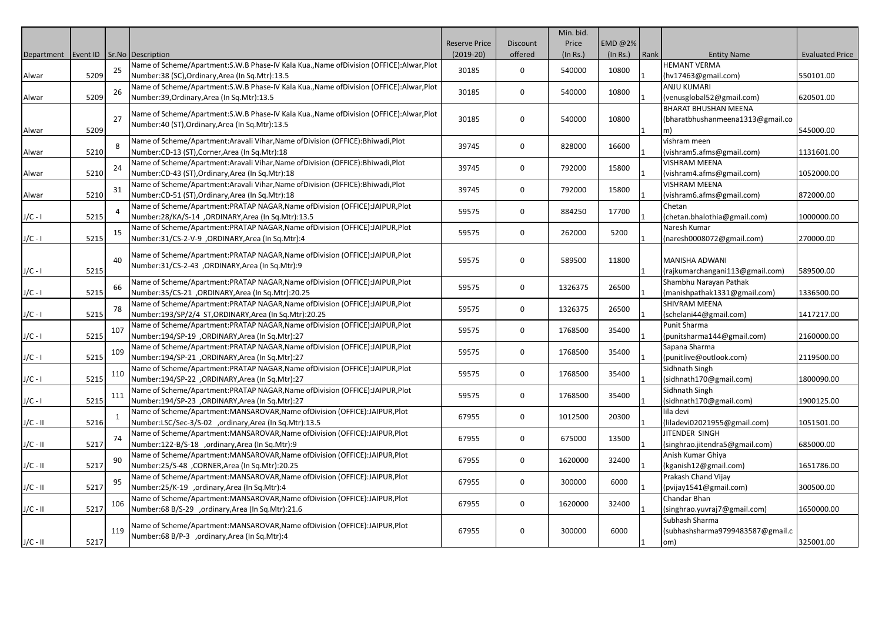| Department | Event ID | Sr.No | Description | Reserve Price (2019-20) | Discount offered | Min. bid. Price (In Rs.) | EMD @2% (In Rs.) | Rank | Entity Name | Evaluated Price |
|---|---|---|---|---|---|---|---|---|---|---|
| Alwar | 5209 | 25 | Name of Scheme/Apartment:S.W.B Phase-IV Kala Kua.,Name ofDivision (OFFICE):Alwar,Plot Number:38 (SC),Ordinary,Area (In Sq.Mtr):13.5 | 30185 | 0 | 540000 | 10800 | 1 | HEMANT VERMA (hv17463@gmail.com) | 550101.00 |
| Alwar | 5209 | 26 | Name of Scheme/Apartment:S.W.B Phase-IV Kala Kua.,Name ofDivision (OFFICE):Alwar,Plot Number:39,Ordinary,Area (In Sq.Mtr):13.5 | 30185 | 0 | 540000 | 10800 | 1 | ANJU KUMARI (venusglobal52@gmail.com) | 620501.00 |
| Alwar | 5209 | 27 | Name of Scheme/Apartment:S.W.B Phase-IV Kala Kua.,Name ofDivision (OFFICE):Alwar,Plot Number:40 (ST),Ordinary,Area (In Sq.Mtr):13.5 | 30185 | 0 | 540000 | 10800 | 1 | BHARAT BHUSHAN MEENA (bharatbhushanmeena1313@gmail.com) | 545000.00 |
| Alwar | 5210 | 8 | Name of Scheme/Apartment:Aravali Vihar,Name ofDivision (OFFICE):Bhiwadi,Plot Number:CD-13 (ST),Corner,Area (In Sq.Mtr):18 | 39745 | 0 | 828000 | 16600 | 1 | vishram meen (vishram5.afms@gmail.com) | 1131601.00 |
| Alwar | 5210 | 24 | Name of Scheme/Apartment:Aravali Vihar,Name ofDivision (OFFICE):Bhiwadi,Plot Number:CD-43 (ST),Ordinary,Area (In Sq.Mtr):18 | 39745 | 0 | 792000 | 15800 | 1 | VISHRAM MEENA (vishram4.afms@gmail.com) | 1052000.00 |
| Alwar | 5210 | 31 | Name of Scheme/Apartment:Aravali Vihar,Name ofDivision (OFFICE):Bhiwadi,Plot Number:CD-51 (ST),Ordinary,Area (In Sq.Mtr):18 | 39745 | 0 | 792000 | 15800 | 1 | VISHRAM MEENA (vishram6.afms@gmail.com) | 872000.00 |
| J/C - I | 5215 | 4 | Name of Scheme/Apartment:PRATAP NAGAR,Name ofDivision (OFFICE):JAIPUR,Plot Number:28/KA/S-14 ,ORDINARY,Area (In Sq.Mtr):13.5 | 59575 | 0 | 884250 | 17700 | 1 | Chetan (chetan.bhalothia@gmail.com) | 1000000.00 |
| J/C - I | 5215 | 15 | Name of Scheme/Apartment:PRATAP NAGAR,Name ofDivision (OFFICE):JAIPUR,Plot Number:31/CS-2-V-9 ,ORDINARY,Area (In Sq.Mtr):4 | 59575 | 0 | 262000 | 5200 | 1 | Naresh Kumar (naresh0008072@gmail.com) | 270000.00 |
| J/C - I | 5215 | 40 | Name of Scheme/Apartment:PRATAP NAGAR,Name ofDivision (OFFICE):JAIPUR,Plot Number:31/CS-2-43 ,ORDINARY,Area (In Sq.Mtr):9 | 59575 | 0 | 589500 | 11800 | 1 | MANISHA ADWANI (rajkumarchangani113@gmail.com) | 589500.00 |
| J/C - I | 5215 | 66 | Name of Scheme/Apartment:PRATAP NAGAR,Name ofDivision (OFFICE):JAIPUR,Plot Number:35/CS-21 ,ORDINARY,Area (In Sq.Mtr):20.25 | 59575 | 0 | 1326375 | 26500 | 1 | Shambhu Narayan Pathak (manishpathak1331@gmail.com) | 1336500.00 |
| J/C - I | 5215 | 78 | Name of Scheme/Apartment:PRATAP NAGAR,Name ofDivision (OFFICE):JAIPUR,Plot Number:193/SP/2/4 ST,ORDINARY,Area (In Sq.Mtr):20.25 | 59575 | 0 | 1326375 | 26500 | 1 | SHIVRAM MEENA (schelani44@gmail.com) | 1417217.00 |
| J/C - I | 5215 | 107 | Name of Scheme/Apartment:PRATAP NAGAR,Name ofDivision (OFFICE):JAIPUR,Plot Number:194/SP-19 ,ORDINARY,Area (In Sq.Mtr):27 | 59575 | 0 | 1768500 | 35400 | 1 | Punit Sharma (punitsharma144@gmail.com) | 2160000.00 |
| J/C - I | 5215 | 109 | Name of Scheme/Apartment:PRATAP NAGAR,Name ofDivision (OFFICE):JAIPUR,Plot Number:194/SP-21 ,ORDINARY,Area (In Sq.Mtr):27 | 59575 | 0 | 1768500 | 35400 | 1 | Sapana Sharma (punitlive@outlook.com) | 2119500.00 |
| J/C - I | 5215 | 110 | Name of Scheme/Apartment:PRATAP NAGAR,Name ofDivision (OFFICE):JAIPUR,Plot Number:194/SP-22 ,ORDINARY,Area (In Sq.Mtr):27 | 59575 | 0 | 1768500 | 35400 | 1 | Sidhnath Singh (sidhnath170@gmail.com) | 1800090.00 |
| J/C - I | 5215 | 111 | Name of Scheme/Apartment:PRATAP NAGAR,Name ofDivision (OFFICE):JAIPUR,Plot Number:194/SP-23 ,ORDINARY,Area (In Sq.Mtr):27 | 59575 | 0 | 1768500 | 35400 | 1 | Sidhnath Singh (sidhnath170@gmail.com) | 1900125.00 |
| J/C - II | 5216 | 1 | Name of Scheme/Apartment:MANSAROVAR,Name ofDivision (OFFICE):JAIPUR,Plot Number:LSC/Sec-3/S-02 ,ordinary,Area (In Sq.Mtr):13.5 | 67955 | 0 | 1012500 | 20300 | 1 | lila devi (liladevi02021955@gmail.com) | 1051501.00 |
| J/C - II | 5217 | 74 | Name of Scheme/Apartment:MANSAROVAR,Name ofDivision (OFFICE):JAIPUR,Plot Number:122-B/S-18 ,ordinary,Area (In Sq.Mtr):9 | 67955 | 0 | 675000 | 13500 | 1 | JITENDER SINGH (singhrao.jitendra5@gmail.com) | 685000.00 |
| J/C - II | 5217 | 90 | Name of Scheme/Apartment:MANSAROVAR,Name ofDivision (OFFICE):JAIPUR,Plot Number:25/S-48 ,CORNER,Area (In Sq.Mtr):20.25 | 67955 | 0 | 1620000 | 32400 | 1 | Anish Kumar Ghiya (kganish12@gmail.com) | 1651786.00 |
| J/C - II | 5217 | 95 | Name of Scheme/Apartment:MANSAROVAR,Name ofDivision (OFFICE):JAIPUR,Plot Number:25/K-19 ,ordinary,Area (In Sq.Mtr):4 | 67955 | 0 | 300000 | 6000 | 1 | Prakash Chand Vijay (pvijay1541@gmail.com) | 300500.00 |
| J/C - II | 5217 | 106 | Name of Scheme/Apartment:MANSAROVAR,Name ofDivision (OFFICE):JAIPUR,Plot Number:68 B/S-29 ,ordinary,Area (In Sq.Mtr):21.6 | 67955 | 0 | 1620000 | 32400 | 1 | Chandar Bhan (singhrao.yuvraj7@gmail.com) | 1650000.00 |
| J/C - II | 5217 | 119 | Name of Scheme/Apartment:MANSAROVAR,Name ofDivision (OFFICE):JAIPUR,Plot Number:68 B/P-3 ,ordinary,Area (In Sq.Mtr):4 | 67955 | 0 | 300000 | 6000 | 1 | Subhash Sharma (subhashsharma9799483587@gmail.com) | 325001.00 |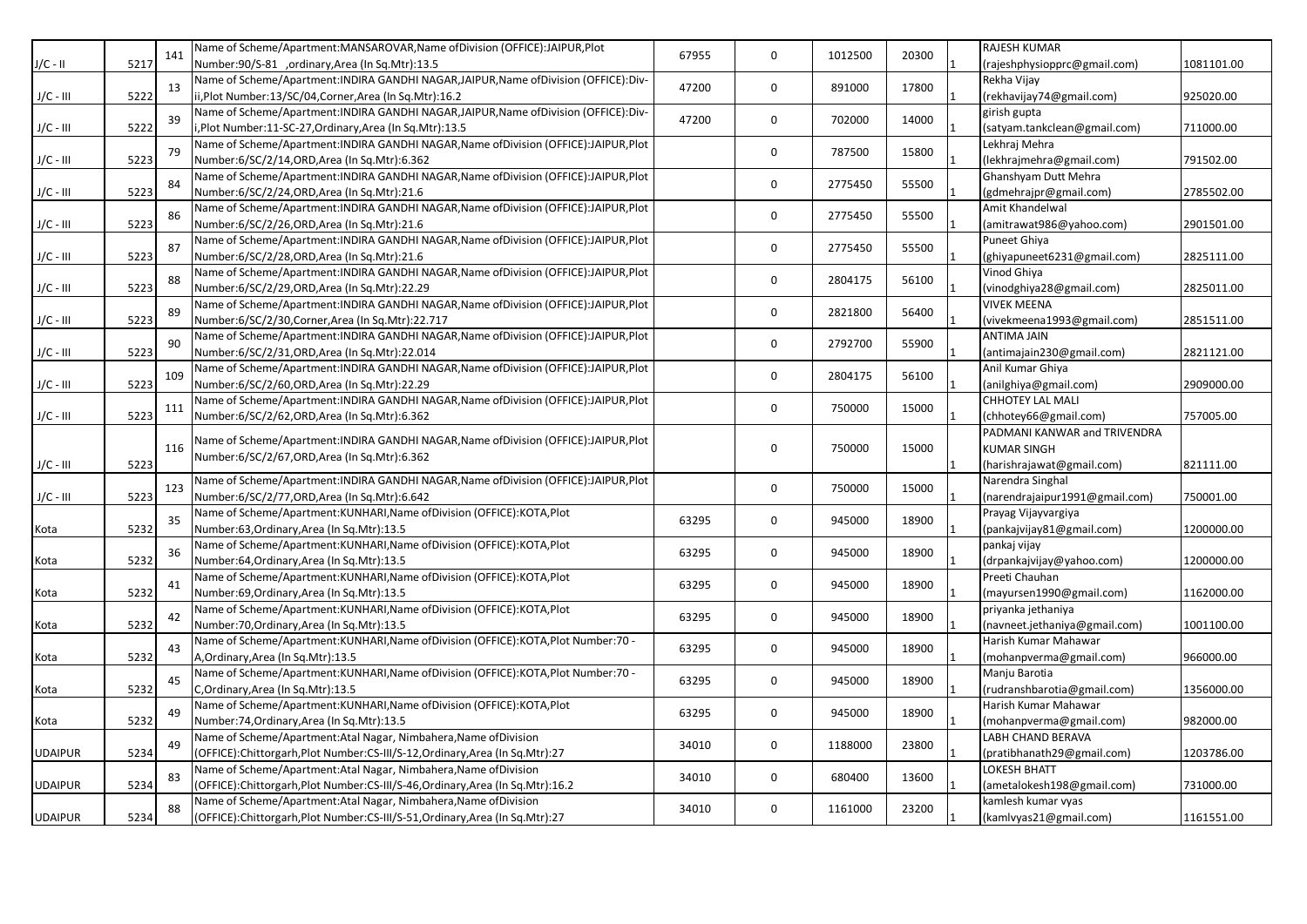| | | | | | | | | | | |
|---|---|---|---|---|---|---|---|---|---|---|
| J/C - II | 5217 | 141 | Name of Scheme/Apartment:MANSAROVAR,Name ofDivision (OFFICE):JAIPUR,Plot Number:90/S-81 ,ordinary,Area (In Sq.Mtr):13.5 | 67955 | 0 | 1012500 | 20300 | 1 | RAJESH KUMAR (rajeshphysiopprc@gmail.com) | 1081101.00 |
| J/C - III | 5222 | 13 | Name of Scheme/Apartment:INDIRA GANDHI NAGAR,JAIPUR,Name ofDivision (OFFICE):Div-ii,Plot Number:13/SC/04,Corner,Area (In Sq.Mtr):16.2 | 47200 | 0 | 891000 | 17800 | 1 | Rekha Vijay (rekhavijay74@gmail.com) | 925020.00 |
| J/C - III | 5222 | 39 | Name of Scheme/Apartment:INDIRA GANDHI NAGAR,JAIPUR,Name ofDivision (OFFICE):Div-i,Plot Number:11-SC-27,Ordinary,Area (In Sq.Mtr):13.5 | 47200 | 0 | 702000 | 14000 | 1 | girish gupta (satyam.tankclean@gmail.com) | 711000.00 |
| J/C - III | 5223 | 79 | Name of Scheme/Apartment:INDIRA GANDHI NAGAR,Name ofDivision (OFFICE):JAIPUR,Plot Number:6/SC/2/14,ORD,Area (In Sq.Mtr):6.362 | | 0 | 787500 | 15800 | 1 | Lekhraj Mehra (lekhrajmehra@gmail.com) | 791502.00 |
| J/C - III | 5223 | 84 | Name of Scheme/Apartment:INDIRA GANDHI NAGAR,Name ofDivision (OFFICE):JAIPUR,Plot Number:6/SC/2/24,ORD,Area (In Sq.Mtr):21.6 | | 0 | 2775450 | 55500 | 1 | Ghanshyam Dutt Mehra (gdmehrajpr@gmail.com) | 2785502.00 |
| J/C - III | 5223 | 86 | Name of Scheme/Apartment:INDIRA GANDHI NAGAR,Name ofDivision (OFFICE):JAIPUR,Plot Number:6/SC/2/26,ORD,Area (In Sq.Mtr):21.6 | | 0 | 2775450 | 55500 | 1 | Amit Khandelwal (amitrawat986@yahoo.com) | 2901501.00 |
| J/C - III | 5223 | 87 | Name of Scheme/Apartment:INDIRA GANDHI NAGAR,Name ofDivision (OFFICE):JAIPUR,Plot Number:6/SC/2/28,ORD,Area (In Sq.Mtr):21.6 | | 0 | 2775450 | 55500 | 1 | Puneet Ghiya (ghiyapuneet6231@gmail.com) | 2825111.00 |
| J/C - III | 5223 | 88 | Name of Scheme/Apartment:INDIRA GANDHI NAGAR,Name ofDivision (OFFICE):JAIPUR,Plot Number:6/SC/2/29,ORD,Area (In Sq.Mtr):22.29 | | 0 | 2804175 | 56100 | 1 | Vinod Ghiya (vinodghiya28@gmail.com) | 2825011.00 |
| J/C - III | 5223 | 89 | Name of Scheme/Apartment:INDIRA GANDHI NAGAR,Name ofDivision (OFFICE):JAIPUR,Plot Number:6/SC/2/30,Corner,Area (In Sq.Mtr):22.717 | | 0 | 2821800 | 56400 | 1 | VIVEK MEENA (vivekmeena1993@gmail.com) | 2851511.00 |
| J/C - III | 5223 | 90 | Name of Scheme/Apartment:INDIRA GANDHI NAGAR,Name ofDivision (OFFICE):JAIPUR,Plot Number:6/SC/2/31,ORD,Area (In Sq.Mtr):22.014 | | 0 | 2792700 | 55900 | 1 | ANTIMA JAIN (antimajain230@gmail.com) | 2821121.00 |
| J/C - III | 5223 | 109 | Name of Scheme/Apartment:INDIRA GANDHI NAGAR,Name ofDivision (OFFICE):JAIPUR,Plot Number:6/SC/2/60,ORD,Area (In Sq.Mtr):22.29 | | 0 | 2804175 | 56100 | 1 | Anil Kumar Ghiya (anilghiya@gmail.com) | 2909000.00 |
| J/C - III | 5223 | 111 | Name of Scheme/Apartment:INDIRA GANDHI NAGAR,Name ofDivision (OFFICE):JAIPUR,Plot Number:6/SC/2/62,ORD,Area (In Sq.Mtr):6.362 | | 0 | 750000 | 15000 | 1 | CHHOTEY LAL MALI (chhotey66@gmail.com) | 757005.00 |
| J/C - III | 5223 | 116 | Name of Scheme/Apartment:INDIRA GANDHI NAGAR,Name ofDivision (OFFICE):JAIPUR,Plot Number:6/SC/2/67,ORD,Area (In Sq.Mtr):6.362 | | 0 | 750000 | 15000 | 1 | PADMANI KANWAR and TRIVENDRA KUMAR SINGH (harishrajawat@gmail.com) | 821111.00 |
| J/C - III | 5223 | 123 | Name of Scheme/Apartment:INDIRA GANDHI NAGAR,Name ofDivision (OFFICE):JAIPUR,Plot Number:6/SC/2/77,ORD,Area (In Sq.Mtr):6.642 | | 0 | 750000 | 15000 | 1 | Narendra Singhal (narendrajaipur1991@gmail.com) | 750001.00 |
| Kota | 5232 | 35 | Name of Scheme/Apartment:KUNHARI,Name ofDivision (OFFICE):KOTA,Plot Number:63,Ordinary,Area (In Sq.Mtr):13.5 | 63295 | 0 | 945000 | 18900 | 1 | Prayag Vijayvargiya (pankajvijay81@gmail.com) | 1200000.00 |
| Kota | 5232 | 36 | Name of Scheme/Apartment:KUNHARI,Name ofDivision (OFFICE):KOTA,Plot Number:64,Ordinary,Area (In Sq.Mtr):13.5 | 63295 | 0 | 945000 | 18900 | 1 | pankaj vijay (drpankajvijay@yahoo.com) | 1200000.00 |
| Kota | 5232 | 41 | Name of Scheme/Apartment:KUNHARI,Name ofDivision (OFFICE):KOTA,Plot Number:69,Ordinary,Area (In Sq.Mtr):13.5 | 63295 | 0 | 945000 | 18900 | 1 | Preeti Chauhan (mayursen1990@gmail.com) | 1162000.00 |
| Kota | 5232 | 42 | Name of Scheme/Apartment:KUNHARI,Name ofDivision (OFFICE):KOTA,Plot Number:70,Ordinary,Area (In Sq.Mtr):13.5 | 63295 | 0 | 945000 | 18900 | 1 | priyanka jethaniya (navneet.jethaniya@gmail.com) | 1001100.00 |
| Kota | 5232 | 43 | Name of Scheme/Apartment:KUNHARI,Name ofDivision (OFFICE):KOTA,Plot Number:70 -A,Ordinary,Area (In Sq.Mtr):13.5 | 63295 | 0 | 945000 | 18900 | 1 | Harish Kumar Mahawar (mohanpverma@gmail.com) | 966000.00 |
| Kota | 5232 | 45 | Name of Scheme/Apartment:KUNHARI,Name ofDivision (OFFICE):KOTA,Plot Number:70 -C,Ordinary,Area (In Sq.Mtr):13.5 | 63295 | 0 | 945000 | 18900 | 1 | Manju Barotia (rudranshbarotia@gmail.com) | 1356000.00 |
| Kota | 5232 | 49 | Name of Scheme/Apartment:KUNHARI,Name ofDivision (OFFICE):KOTA,Plot Number:74,Ordinary,Area (In Sq.Mtr):13.5 | 63295 | 0 | 945000 | 18900 | 1 | Harish Kumar Mahawar (mohanpverma@gmail.com) | 982000.00 |
| UDAIPUR | 5234 | 49 | Name of Scheme/Apartment:Atal Nagar, Nimbahera,Name ofDivision (OFFICE):Chittorgarh,Plot Number:CS-III/S-12,Ordinary,Area (In Sq.Mtr):27 | 34010 | 0 | 1188000 | 23800 | 1 | LABH CHAND BERAVA (pratibhanath29@gmail.com) | 1203786.00 |
| UDAIPUR | 5234 | 83 | Name of Scheme/Apartment:Atal Nagar, Nimbahera,Name ofDivision (OFFICE):Chittorgarh,Plot Number:CS-III/S-46,Ordinary,Area (In Sq.Mtr):16.2 | 34010 | 0 | 680400 | 13600 | 1 | LOKESH BHATT (ametalokesh198@gmail.com) | 731000.00 |
| UDAIPUR | 5234 | 88 | Name of Scheme/Apartment:Atal Nagar, Nimbahera,Name ofDivision (OFFICE):Chittorgarh,Plot Number:CS-III/S-51,Ordinary,Area (In Sq.Mtr):27 | 34010 | 0 | 1161000 | 23200 | 1 | kamlesh kumar vyas (kamlvyas21@gmail.com) | 1161551.00 |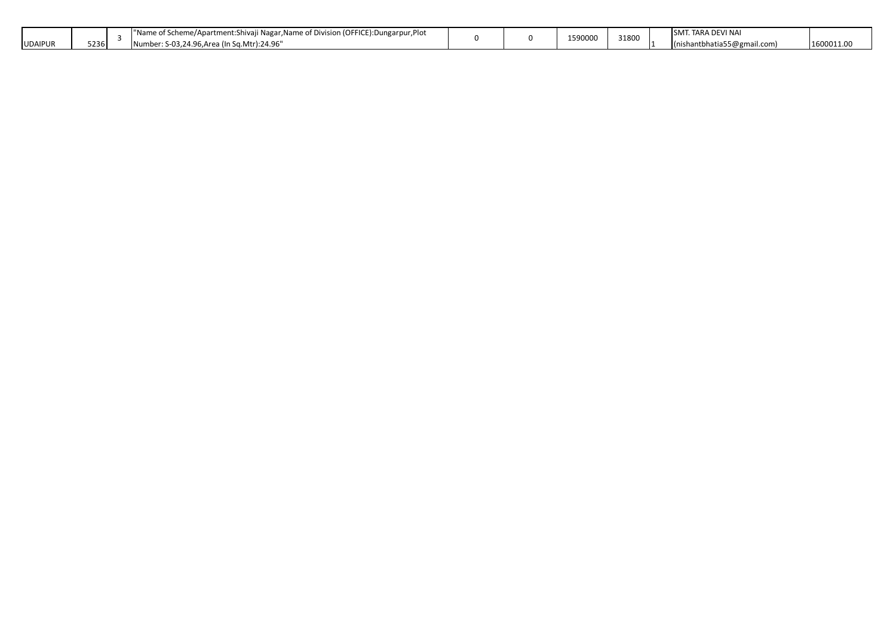| | | | | | | | | | | |
|---|---|---|---|---|---|---|---|---|---|---|
| UDAIPUR | 5236 | 3 | "Name of Scheme/Apartment:Shivaji Nagar,Name of Division (OFFICE):Dungarpur,Plot Number: S-03,24.96,Area (In Sq.Mtr):24.96" | 0 | 0 | 1590000 | 31800 | 1 | SMT. TARA DEVI NAI (nishantbhatia55@gmail.com) | 1600011.00 |